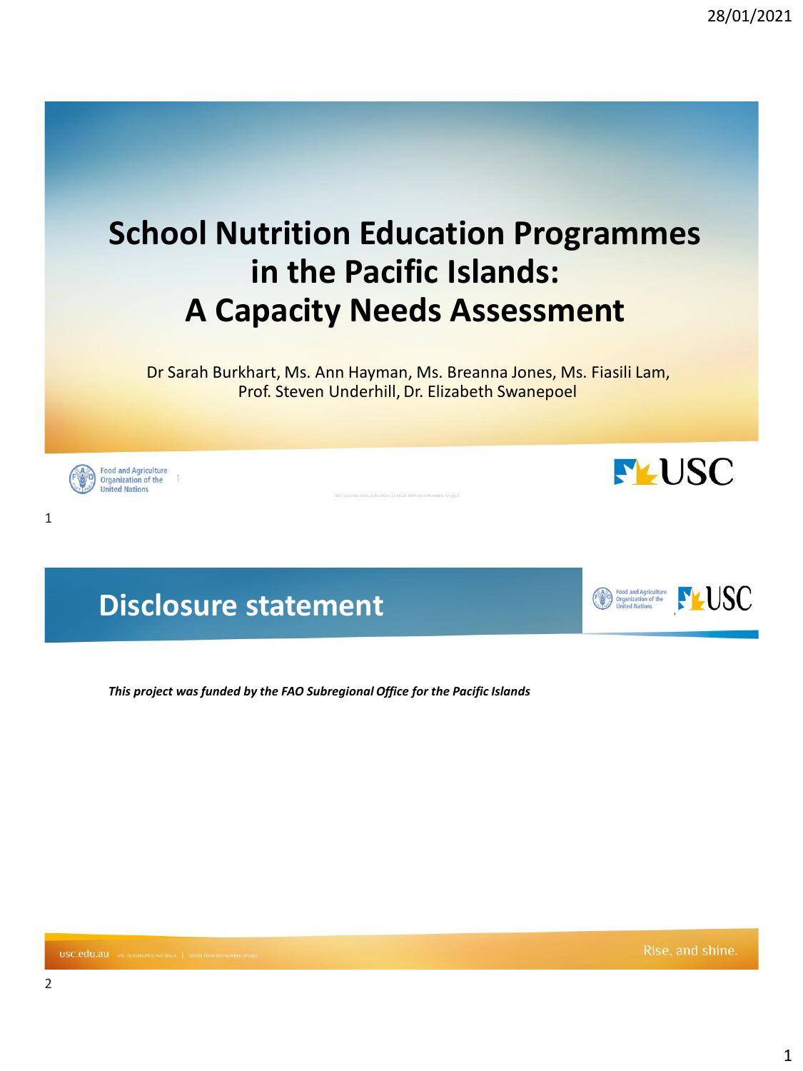# School Nutrition Education Programmes in the Pacific Islands: A Capacity Needs Assessment

Dr Sarah Burkhart, Ms. Ann Hayman, Ms. Breanna Jones, Ms. Fiasili Lam, Prof. Steven Underhill, Dr. Elizabeth Swanepoel

## Disclosure statement

***This project was funded by the FAO Subregional Office for the Pacific Islands***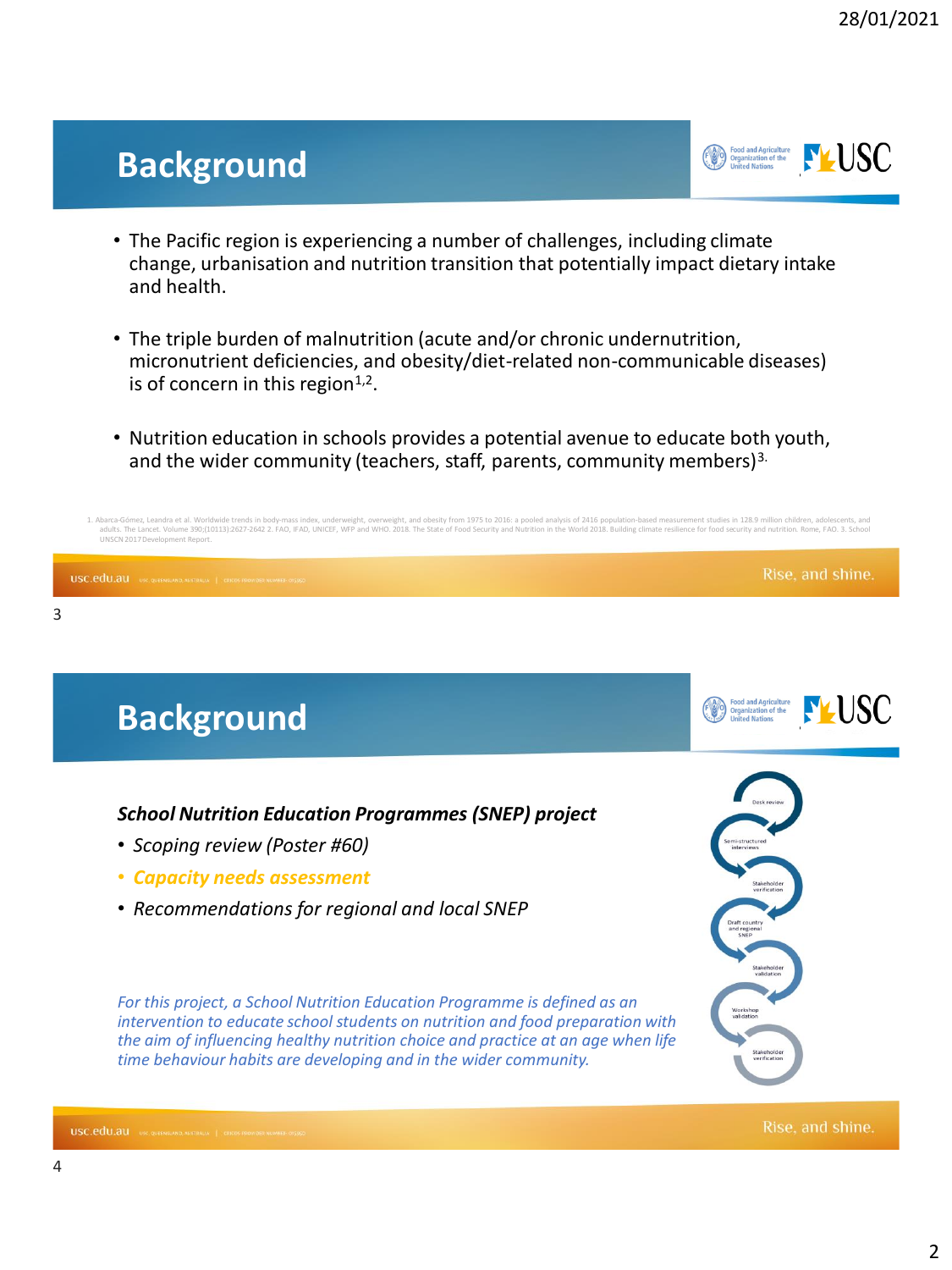## Background

- The Pacific region is experiencing a number of challenges, including climate change, urbanisation and nutrition transition that potentially impact dietary intake and health.
- The triple burden of malnutrition (acute and/or chronic undernutrition, micronutrient deficiencies, and obesity/diet-related non-communicable diseases) is of concern in this region[1,2].
- Nutrition education in schools provides a potential avenue to educate both youth, and the wider community (teachers, staff, parents, community members)[3].

1. Abarca-Gómez, Leandra et al. Worldwide trends in body-mass index, underweight, overweight, and obesity from 1975 to 2016: a pooled analysis of 2416 population-based measurement studies in 128.9 million children, adolescents, and adults. The Lancet. Volume 390;(10113):2627-2642 2. FAO, IFAD, UNICEF, WFP and WHO. 2018. The State of Food Security and Nutrition in the World 2018. Building climate resilience for food security and nutrition. Rome, FAO. 3. School UNSCN 2017 Development Report.

## Background

***School Nutrition Education Programmes (SNEP) project***

- *Scoping review (Poster #60)*
- ***Capacity needs assessment***
- *Recommendations for regional and local SNEP*

*For this project, a School Nutrition Education Programme is defined as an intervention to educate school students on nutrition and food preparation with the aim of influencing healthy nutrition choice and practice at an age when life time behaviour habits are developing and in the wider community.*

Desk review → Semi-structured interviews → Stakeholder verification → Draft country and regional SNEP → Stakeholder validation → Workshop validation → Stakeholder verification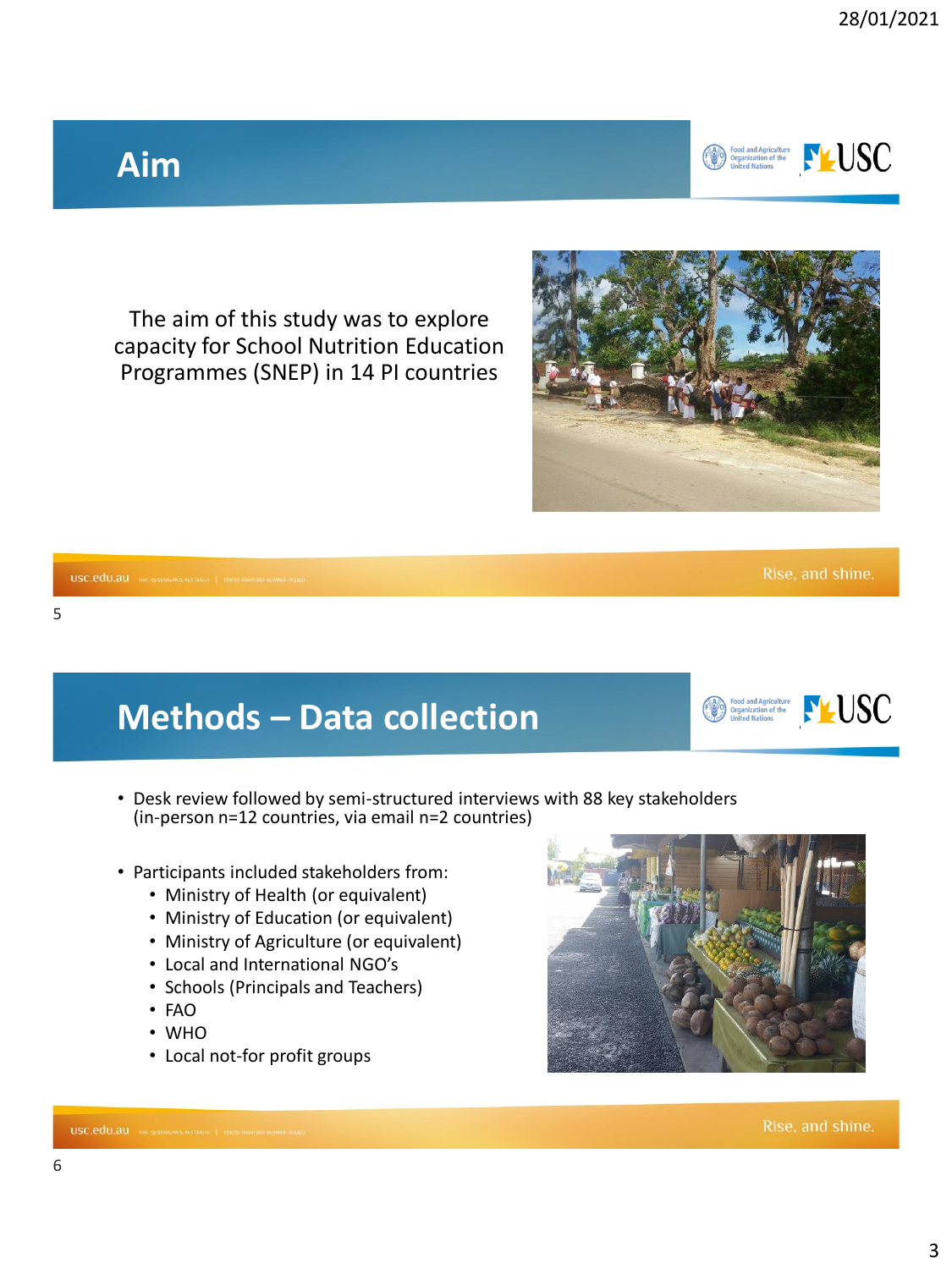## Aim

The aim of this study was to explore capacity for School Nutrition Education Programmes (SNEP) in 14 PI countries

## Methods – Data collection

- Desk review followed by semi-structured interviews with 88 key stakeholders (in-person n=12 countries, via email n=2 countries)
- Participants included stakeholders from:
  - Ministry of Health (or equivalent)
  - Ministry of Education (or equivalent)
  - Ministry of Agriculture (or equivalent)
  - Local and International NGO's
  - Schools (Principals and Teachers)
  - FAO
  - WHO
  - Local not-for profit groups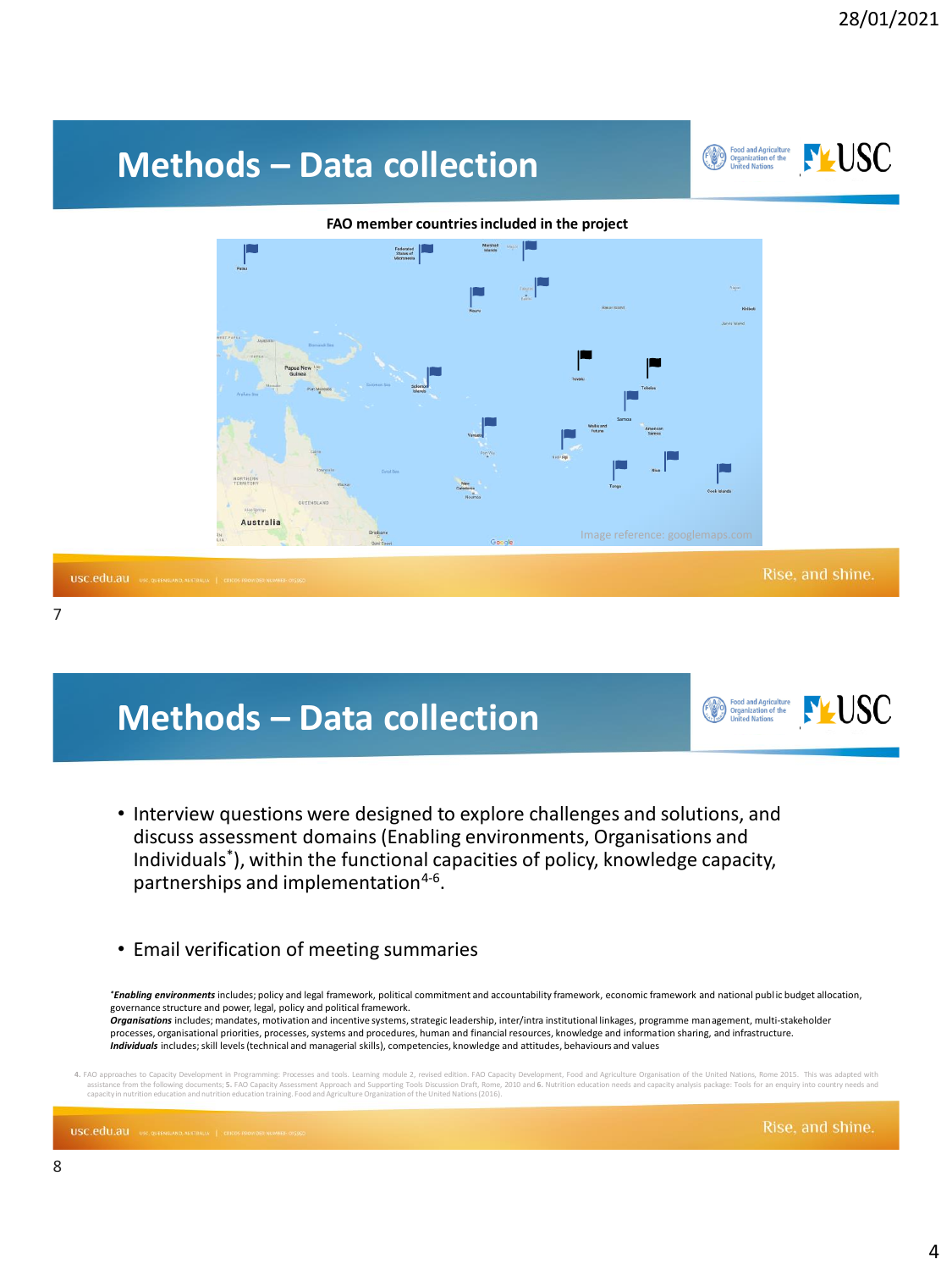# Methods – Data collection

**FAO member countries included in the project**

Image reference: googlemaps.com

# Methods – Data collection

- Interview questions were designed to explore challenges and solutions, and discuss assessment domains (Enabling environments, Organisations and Individuals*), within the functional capacities of policy, knowledge capacity, partnerships and implementation[4-6].

- Email verification of meeting summaries

**Enabling environments* includes; policy and legal framework, political commitment and accountability framework, economic framework and national public budget allocation, governance structure and power, legal, policy and political framework.
***Organisations*** includes; mandates, motivation and incentive systems, strategic leadership, inter/intra institutional linkages, programme management, multi-stakeholder processes, organisational priorities, processes, systems and procedures, human and financial resources, knowledge and information sharing, and infrastructure.
***Individuals*** includes; skill levels (technical and managerial skills), competencies, knowledge and attitudes, behaviours and values

4. FAO approaches to Capacity Development in Programming: Processes and tools. Learning module 2, revised edition. FAO Capacity Development, Food and Agriculture Organisation of the United Nations, Rome 2015. This was adapted with assistance from the following documents; 5. FAO Capacity Assessment Approach and Supporting Tools Discussion Draft, Rome, 2010 and 6. Nutrition education needs and capacity analysis package: Tools for an enquiry into country needs and capacity in nutrition education and nutrition education training. Food and Agriculture Organization of the United Nations (2016).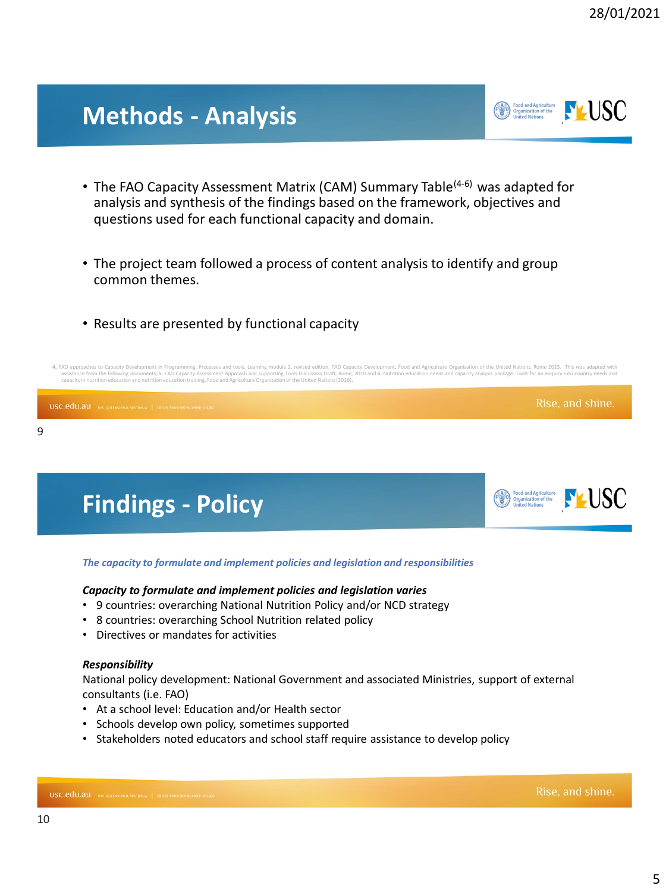## Methods - Analysis

- The FAO Capacity Assessment Matrix (CAM) Summary Table[4-6] was adapted for analysis and synthesis of the findings based on the framework, objectives and questions used for each functional capacity and domain.
- The project team followed a process of content analysis to identify and group common themes.
- Results are presented by functional capacity

4. FAO approaches to Capacity Development in Programming: Processes and tools. Learning module 2, revised edition. FAO Capacity Development, Food and Agriculture Organisation of the United Nations, Rome 2015. This was adapted with assistance from the following documents; 5. FAO Capacity Assessment Approach and Supporting Tools Discussion Draft, Rome, 2010 and 6. Nutrition education needs and capacity analysis package: Tools for an enquiry into country needs and capacity in nutrition education and nutrition education training. Food and Agriculture Organization of the United Nations (2016).

## Findings - Policy

*The capacity to formulate and implement policies and legislation and responsibilities*

***Capacity to formulate and implement policies and legislation varies***

- 9 countries: overarching National Nutrition Policy and/or NCD strategy
- 8 countries: overarching School Nutrition related policy
- Directives or mandates for activities

***Responsibility***

National policy development: National Government and associated Ministries, support of external consultants (i.e. FAO)

- At a school level: Education and/or Health sector
- Schools develop own policy, sometimes supported
- Stakeholders noted educators and school staff require assistance to develop policy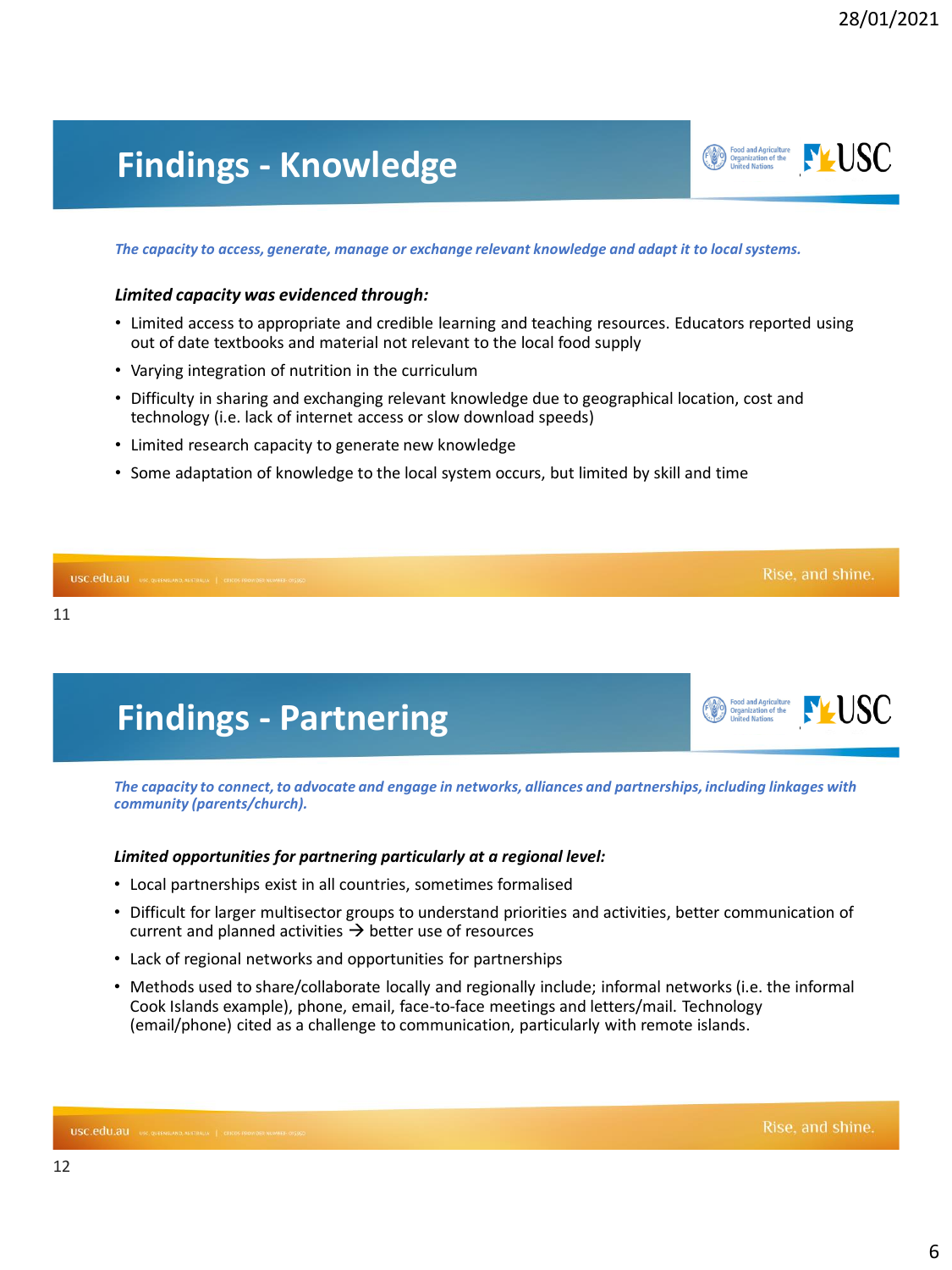# Findings - Knowledge

*The capacity to access, generate, manage or exchange relevant knowledge and adapt it to local systems.*

***Limited capacity was evidenced through:***

- Limited access to appropriate and credible learning and teaching resources. Educators reported using out of date textbooks and material not relevant to the local food supply
- Varying integration of nutrition in the curriculum
- Difficulty in sharing and exchanging relevant knowledge due to geographical location, cost and technology (i.e. lack of internet access or slow download speeds)
- Limited research capacity to generate new knowledge
- Some adaptation of knowledge to the local system occurs, but limited by skill and time

# Findings - Partnering

*The capacity to connect, to advocate and engage in networks, alliances and partnerships, including linkages with community (parents/church).*

***Limited opportunities for partnering particularly at a regional level:***

- Local partnerships exist in all countries, sometimes formalised
- Difficult for larger multisector groups to understand priorities and activities, better communication of current and planned activities → better use of resources
- Lack of regional networks and opportunities for partnerships
- Methods used to share/collaborate locally and regionally include; informal networks (i.e. the informal Cook Islands example), phone, email, face-to-face meetings and letters/mail. Technology (email/phone) cited as a challenge to communication, particularly with remote islands.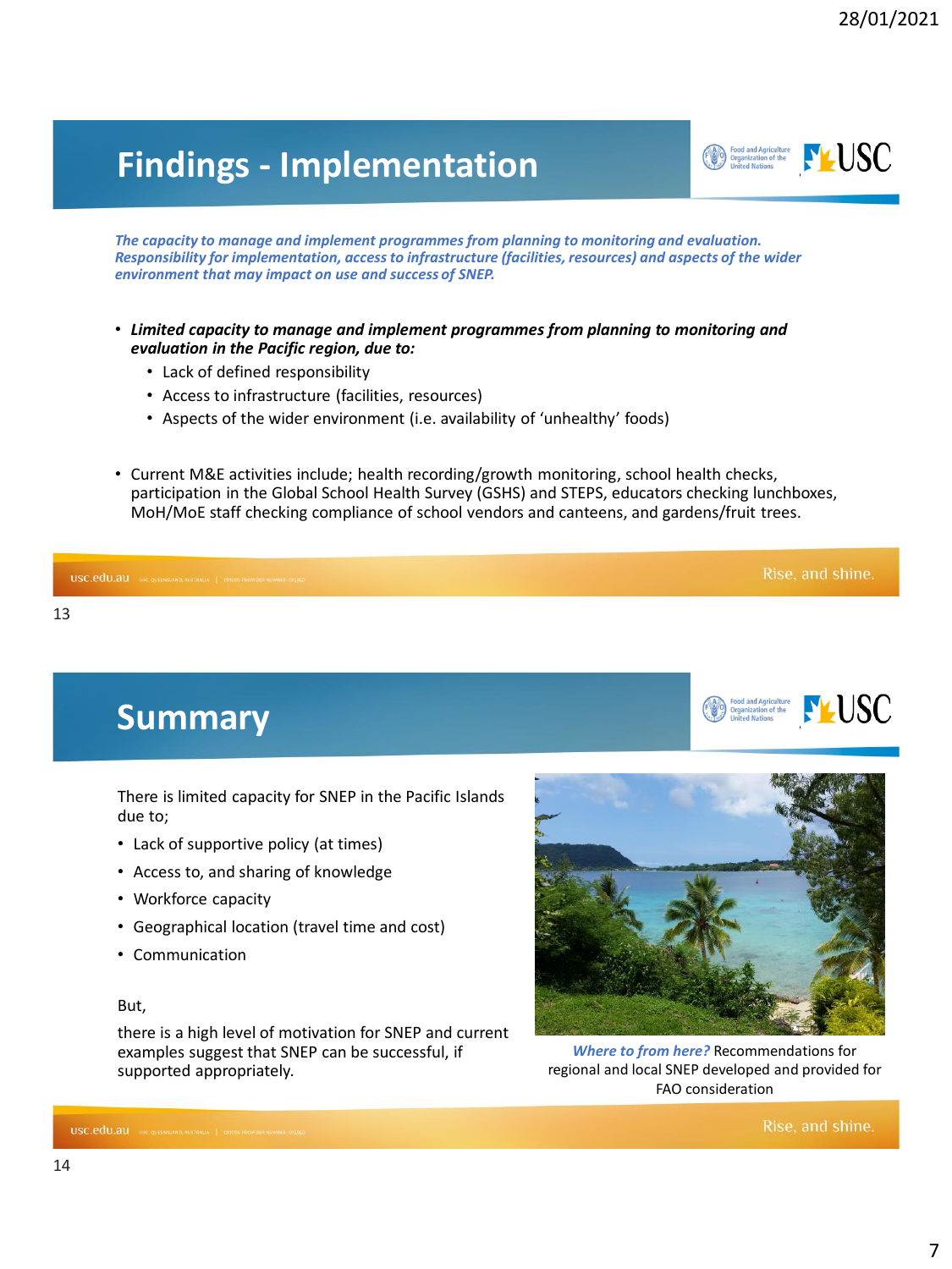## Findings - Implementation

*The capacity to manage and implement programmes from planning to monitoring and evaluation. Responsibility for implementation, access to infrastructure (facilities, resources) and aspects of the wider environment that may impact on use and success of SNEP.*

- ***Limited capacity to manage and implement programmes from planning to monitoring and evaluation in the Pacific region, due to:***
  - Lack of defined responsibility
  - Access to infrastructure (facilities, resources)
  - Aspects of the wider environment (i.e. availability of 'unhealthy' foods)

- Current M&E activities include; health recording/growth monitoring, school health checks, participation in the Global School Health Survey (GSHS) and STEPS, educators checking lunchboxes, MoH/MoE staff checking compliance of school vendors and canteens, and gardens/fruit trees.

## Summary

There is limited capacity for SNEP in the Pacific Islands due to;

- Lack of supportive policy (at times)
- Access to, and sharing of knowledge
- Workforce capacity
- Geographical location (travel time and cost)
- Communication

But,

there is a high level of motivation for SNEP and current examples suggest that SNEP can be successful, if supported appropriately.

***Where to from here?*** Recommendations for regional and local SNEP developed and provided for FAO consideration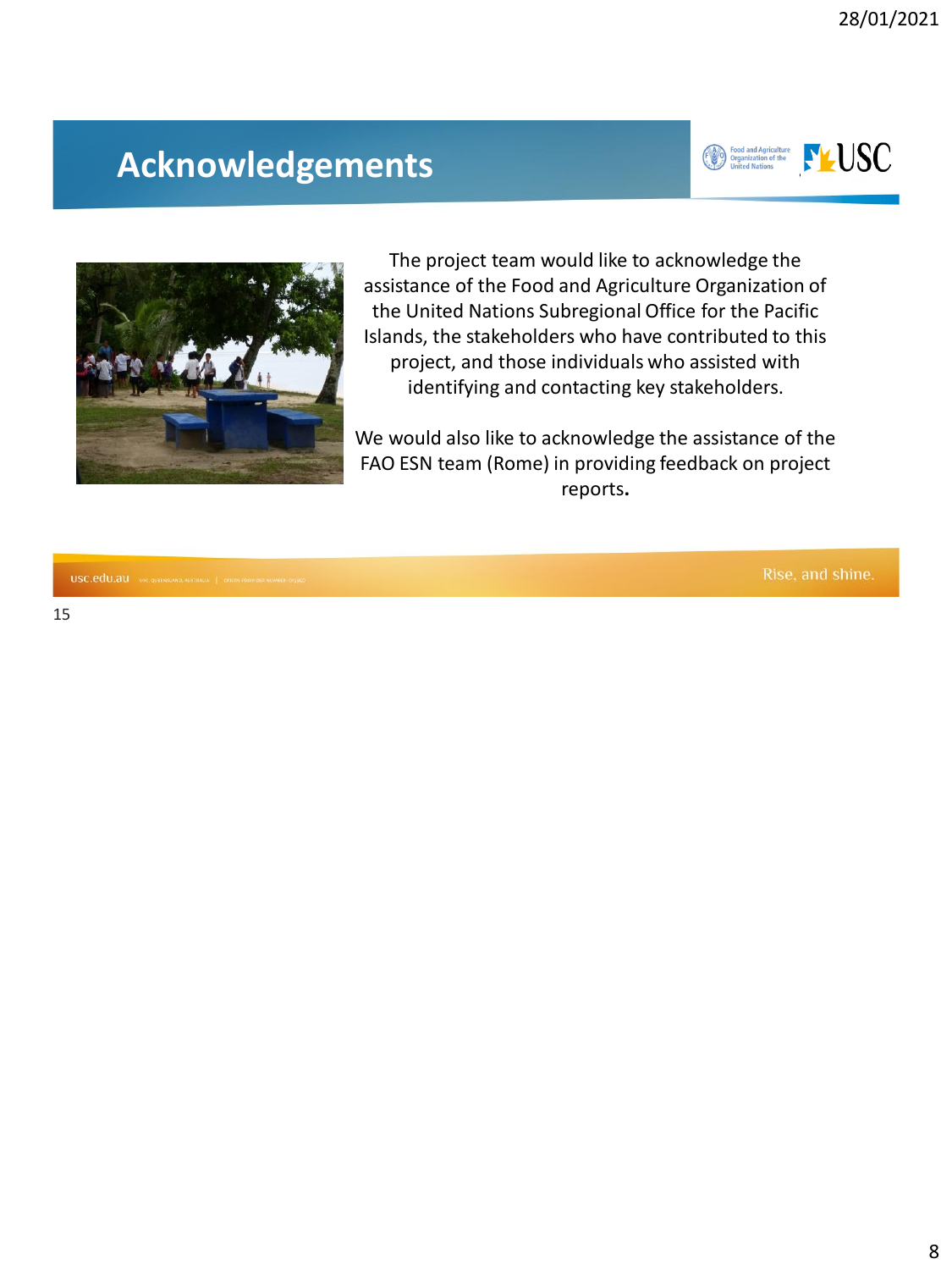# Acknowledgements

The project team would like to acknowledge the assistance of the Food and Agriculture Organization of the United Nations Subregional Office for the Pacific Islands, the stakeholders who have contributed to this project, and those individuals who assisted with identifying and contacting key stakeholders.

We would also like to acknowledge the assistance of the FAO ESN team (Rome) in providing feedback on project reports**.**